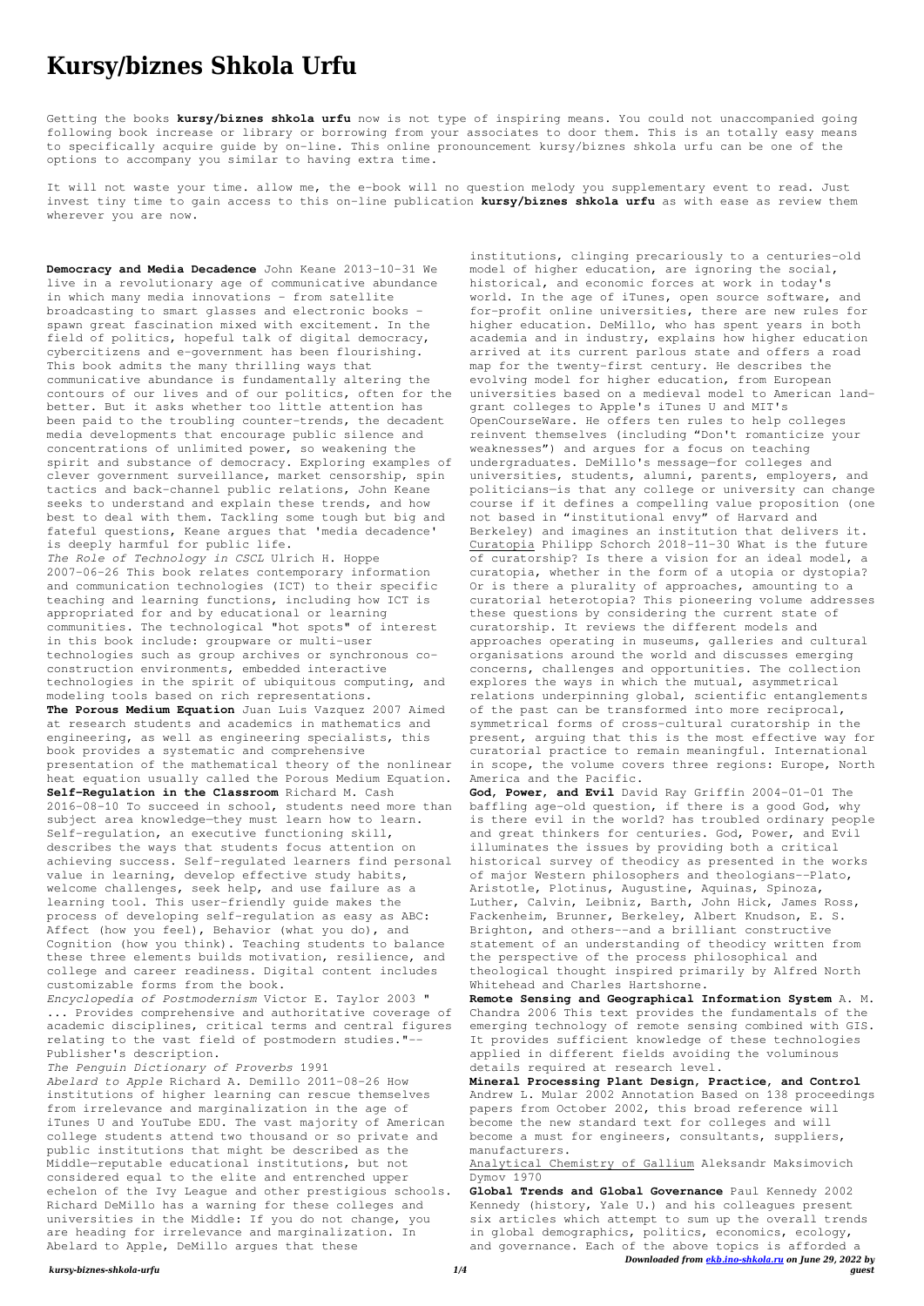# Kursy/biznes Shkola Urfu

Getting the books **kursy/biznes shkola urfu** now is not type of inspiring means. You could not unaccompanied going following book increase or library or borrowing from your associates to door them. This is an totally easy means to specifically acquire guide by on-line. This online pronouncement kursy/biznes shkola urfu can be one of the options to accompany you similar to having extra time.

It will not waste your time. allow me, the e-book will no question melody you supplementary event to read. Just invest tiny time to gain access to this on-line publication **kursy/biznes shkola urfu** as with ease as review them wherever you are now.

**Democracy and Media Decadence** John Keane 2013-10-31 We live in a revolutionary age of communicative abundance in which many media innovations - from satellite broadcasting to smart glasses and electronic books - spawn great fascination mixed with excitement. In the field of politics, hopeful talk of digital democracy, cybercitizens and e-government has been flourishing. This book admits the many thrilling ways that communicative abundance is fundamentally altering the contours of our lives and of our politics, often for the better. But it asks whether too little attention has been paid to the troubling counter-trends, the decadent media developments that encourage public silence and concentrations of unlimited power, so weakening the spirit and substance of democracy. Exploring examples of clever government surveillance, market censorship, spin tactics and back-channel public relations, John Keane seeks to understand and explain these trends, and how best to deal with them. Tackling some tough but big and fateful questions, Keane argues that 'media decadence' is deeply harmful for public life.

*The Role of Technology in CSCL* Ulrich H. Hoppe 2007-06-26 This book relates contemporary information and communication technologies (ICT) to their specific teaching and learning functions, including how ICT is appropriated for and by educational or learning communities. The technological "hot spots" of interest in this book include: groupware or multi-user technologies such as group archives or synchronous co-construction environments, embedded interactive technologies in the spirit of ubiquitous computing, and modeling tools based on rich representations.

**The Porous Medium Equation** Juan Luis Vazquez 2007 Aimed at research students and academics in mathematics and engineering, as well as engineering specialists, this book provides a systematic and comprehensive presentation of the mathematical theory of the nonlinear heat equation usually called the Porous Medium Equation.

**Self-Regulation in the Classroom** Richard M. Cash 2016-08-10 To succeed in school, students need more than subject area knowledge—they must learn how to learn. Self-regulation, an executive functioning skill, describes the ways that students focus attention on achieving success. Self-regulated learners find personal value in learning, develop effective study habits, welcome challenges, seek help, and use failure as a learning tool. This user-friendly guide makes the process of developing self-regulation as easy as ABC: Affect (how you feel), Behavior (what you do), and Cognition (how you think). Teaching students to balance these three elements builds motivation, resilience, and college and career readiness. Digital content includes customizable forms from the book.

*Encyclopedia of Postmodernism* Victor E. Taylor 2003 " ... Provides comprehensive and authoritative coverage of academic disciplines, critical terms and central figures relating to the vast field of postmodern studies."-- Publisher's description.

*The Penguin Dictionary of Proverbs* 1991

*Abelard to Apple* Richard A. Demillo 2011-08-26 How institutions of higher learning can rescue themselves from irrelevance and marginalization in the age of iTunes U and YouTube EDU. The vast majority of American college students attend two thousand or so private and public institutions that might be described as the Middle—reputable educational institutions, but not considered equal to the elite and entrenched upper echelon of the Ivy League and other prestigious schools. Richard DeMillo has a warning for these colleges and universities in the Middle: If you do not change, you are heading for irrelevance and marginalization. In Abelard to Apple, DeMillo argues that these institutions, clinging precariously to a centuries-old model of higher education, are ignoring the social, historical, and economic forces at work in today's world. In the age of iTunes, open source software, and for-profit online universities, there are new rules for higher education. DeMillo, who has spent years in both academia and in industry, explains how higher education arrived at its current parlous state and offers a road map for the twenty-first century. He describes the evolving model for higher education, from European universities based on a medieval model to American land-grant colleges to Apple's iTunes U and MIT's OpenCourseWare. He offers ten rules to help colleges reinvent themselves (including "Don't romanticize your weaknesses") and argues for a focus on teaching undergraduates. DeMillo's message—for colleges and universities, students, alumni, parents, employers, and politicians—is that any college or university can change course if it defines a compelling value proposition (one not based in "institutional envy" of Harvard and Berkeley) and imagines an institution that delivers it.

Curatopia Philipp Schorch 2018-11-30 What is the future of curatorship? Is there a vision for an ideal model, a curatopia, whether in the form of a utopia or dystopia? Or is there a plurality of approaches, amounting to a curatorial heterotopia? This pioneering volume addresses these questions by considering the current state of curatorship. It reviews the different models and approaches operating in museums, galleries and cultural organisations around the world and discusses emerging concerns, challenges and opportunities. The collection explores the ways in which the mutual, asymmetrical relations underpinning global, scientific entanglements of the past can be transformed into more reciprocal, symmetrical forms of cross-cultural curatorship in the present, arguing that this is the most effective way for curatorial practice to remain meaningful. International in scope, the volume covers three regions: Europe, North America and the Pacific.

**God, Power, and Evil** David Ray Griffin 2004-01-01 The baffling age-old question, if there is a good God, why is there evil in the world? has troubled ordinary people and great thinkers for centuries. God, Power, and Evil illuminates the issues by providing both a critical historical survey of theodicy as presented in the works of major Western philosophers and theologians--Plato, Aristotle, Plotinus, Augustine, Aquinas, Spinoza, Luther, Calvin, Leibniz, Barth, John Hick, James Ross, Fackenheim, Brunner, Berkeley, Albert Knudson, E. S. Brighton, and others--and a brilliant constructive statement of an understanding of theodicy written from the perspective of the process philosophical and theological thought inspired primarily by Alfred North Whitehead and Charles Hartshorne.

**Remote Sensing and Geographical Information System** A. M. Chandra 2006 This text provides the fundamentals of the emerging technology of remote sensing combined with GIS. It provides sufficient knowledge of these technologies applied in different fields avoiding the voluminous details required at research level.

**Mineral Processing Plant Design, Practice, and Control** Andrew L. Mular 2002 Annotation Based on 138 proceedings papers from October 2002, this broad reference will become the new standard text for colleges and will become a must for engineers, consultants, suppliers, manufacturers.

Analytical Chemistry of Gallium Aleksandr Maksimovich Dymov 1970

**Global Trends and Global Governance** Paul Kennedy 2002 Kennedy (history, Yale U.) and his colleagues present six articles which attempt to sum up the overall trends in global demographics, politics, economics, ecology, and governance. Each of the above topics is afforded a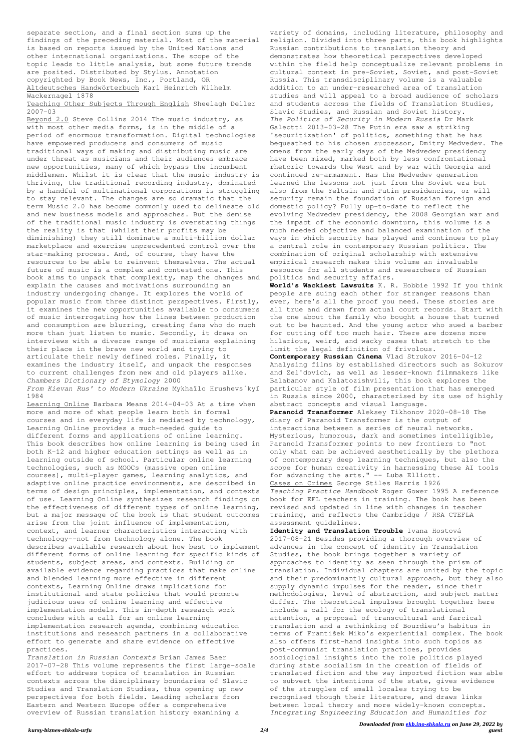separate section, and a final section sums up the findings of the preceding material. Most of the material is based on reports issued by the United Nations and other international organizations. The scope of the topic leads to little analysis, but some future trends are posited. Distributed by Stylus. Annotation copyrighted by Book News, Inc., Portland, OR

Altdeutsches Handwörterbuch Karl Heinrich Wilhelm Wackernagel 1878

Teaching Other Subjects Through English Sheelagh Deller 2007-03

Beyond 2.0 Steve Collins 2014 The music industry, as with most other media forms, is in the middle of a period of enormous transformation. Digital technologies have empowered producers and consumers of music traditional ways of making and distributing music are under threat as musicians and their audiences embrace new opportunities, many of which bypass the incumbent middlemen. Whilst it is clear that the music industry is thriving, the traditional recording industry, dominated by a handful of multinational corporations is struggling to stay relevant. The changes are so dramatic that the term Music 2.0 has become commonly used to delineate old and new business models and approaches. But the demise of the traditional music industry is overstating things the reality is that (whilst their profits may be diminishing) they still dominate a multi-billion dollar marketplace and exercise unprecedented control over the star-making process. And, of course, they have the resources to be able to reinvent themselves. The actual future of music is a complex and contested one. This book aims to unpack that complexity, map the changes and explain the causes and motivations surrounding an industry undergoing change. It explores the world of popular music from three distinct perspectives. Firstly, it examines the new opportunities available to consumers of music interrogating how the lines between production and consumption are blurring, creating fans who do much more than just listen to music. Secondly, it draws on interviews with a diverse range of musicians explaining their place in the brave new world and trying to articulate their newly defined roles. Finally, it examines the industry itself, and unpack the responses to current challenges from new and old players alike.

*Chambers Dictionary of Etymology* 2000

*From Kievan Rus' to Modern Ukraine* Mykhaĭlo Hrushevsʹkyĭ 1984

Learning Online Barbara Means 2014-04-03 At a time when more and more of what people learn both in formal courses and in everyday life is mediated by technology, Learning Online provides a much-needed guide to different forms and applications of online learning. This book describes how online learning is being used in both K-12 and higher education settings as well as in learning outside of school. Particular online learning technologies, such as MOOCs (massive open online courses), multi-player games, learning analytics, and adaptive online practice environments, are described in terms of design principles, implementation, and contexts of use. Learning Online synthesizes research findings on the effectiveness of different types of online learning, but a major message of the book is that student outcomes arise from the joint influence of implementation, context, and learner characteristics interacting with technology--not from technology alone. The book describes available research about how best to implement different forms of online learning for specific kinds of students, subject areas, and contexts. Building on available evidence regarding practices that make online and blended learning more effective in different contexts, Learning Online draws implications for institutional and state policies that would promote judicious uses of online learning and effective implementation models. This in-depth research work concludes with a call for an online learning implementation research agenda, combining education institutions and research partners in a collaborative effort to generate and share evidence on effective practices.

*Translation in Russian Contexts* Brian James Baer 2017-07-28 This volume represents the first large-scale effort to address topics of translation in Russian contexts across the disciplinary boundaries of Slavic Studies and Translation Studies, thus opening up new perspectives for both fields. Leading scholars from Eastern and Western Europe offer a comprehensive overview of Russian translation history examining a variety of domains, including literature, philosophy and religion. Divided into three parts, this book highlights Russian contributions to translation theory and demonstrates how theoretical perspectives developed within the field help conceptualize relevant problems in cultural context in pre-Soviet, Soviet, and post-Soviet Russia. This transdisciplinary volume is a valuable addition to an under-researched area of translation studies and will appeal to a broad audience of scholars and students across the fields of Translation Studies, Slavic Studies, and Russian and Soviet history.

*The Politics of Security in Modern Russia* Dr Mark Galeotti 2013-03-28 The Putin era saw a striking 'securitization' of politics, something that he has bequeathed to his chosen successor, Dmitry Medvedev. The omens from the early days of the Medvedev presidency have been mixed, marked both by less confrontational rhetoric towards the West and by war with Georgia and continued re-armament. Has the Medvedev generation learned the lessons not just from the Soviet era but also from the Yeltsin and Putin presidencies, or will security remain the foundation of Russian foreign and domestic policy? Fully up-to-date to reflect the evolving Medvedev presidency, the 2008 Georgian war and the impact of the economic downturn, this volume is a much needed objective and balanced examination of the ways in which security has played and continues to play a central role in contemporary Russian politics. The combination of original scholarship with extensive empirical research makes this volume an invaluable resource for all students and researchers of Russian politics and security affairs.

**World's Wackiest Lawsuits** K. R. Hobbie 1992 If you think people are suing each other for stranger reasons than ever, here's all the proof you need. These stories are all true and drawn from actual court records. Start with the one about the family who bought a house that turned out to be haunted. And the young actor who sued a barber for cutting off too much hair. There are dozens more hilarious, weird, and wacky cases that stretch to the limit the legal definition of frivolous.

**Contemporary Russian Cinema** Vlad Strukov 2016-04-12 Analysing films by established directors such as Sokurov and Zel'dovich, as well as lesser-known filmmakers like Balabanov and Kalatozishvili, this book explores the particular style of film presentation that has emerged in Russia since 2000, characterised by its use of highly abstract concepts and visual language.

**Paranoid Transformer** Aleksey Tikhonov 2020-08-18 The diary of Paranoid Transformer is the output of interactions between a series of neural networks. Mysterious, humorous, dark and sometimes intelligible, Paranoid Transformer points to new frontiers to "not only what can be achieved aesthetically by the plethora of contemporary deep learning techniques, but also the scope for human creativity in harnessing these AI tools for advancing the arts." -- Luba Elliott.

Cases on Crimes George Stiles Harris 1926

*Teaching Practice Handbook* Roger Gower 1995 A reference book for EFL teachers in training. The book has been revised and updated in line with changes in teacher training, and reflects the Cambridge / RSA CTEFLA assessment guidelines.

**Identity and Translation Trouble** Ivana Hostová 2017-08-21 Besides providing a thorough overview of advances in the concept of identity in Translation Studies, the book brings together a variety of approaches to identity as seen through the prism of translation. Individual chapters are united by the topic and their predominantly cultural approach, but they also supply dynamic impulses for the reader, since their methodologies, level of abstraction, and subject matter differ. The theoretical impulses brought together here include a call for the ecology of translational attention, a proposal of transcultural and farcical translation and a rethinking of Bourdieu's habitus in terms of František Miko's experiential complex. The book also offers first-hand insights into such topics as post-communist translation practices, provides sociological insights into the role politics played during state socialism in the creation of fields of translated fiction and the way imported fiction was able to subvert the intentions of the state, gives evidence of the struggles of small locales trying to be recognised though their literature, and draws links between local theory and more widely-known concepts.

*Integrating Engineering Education and Humanities for*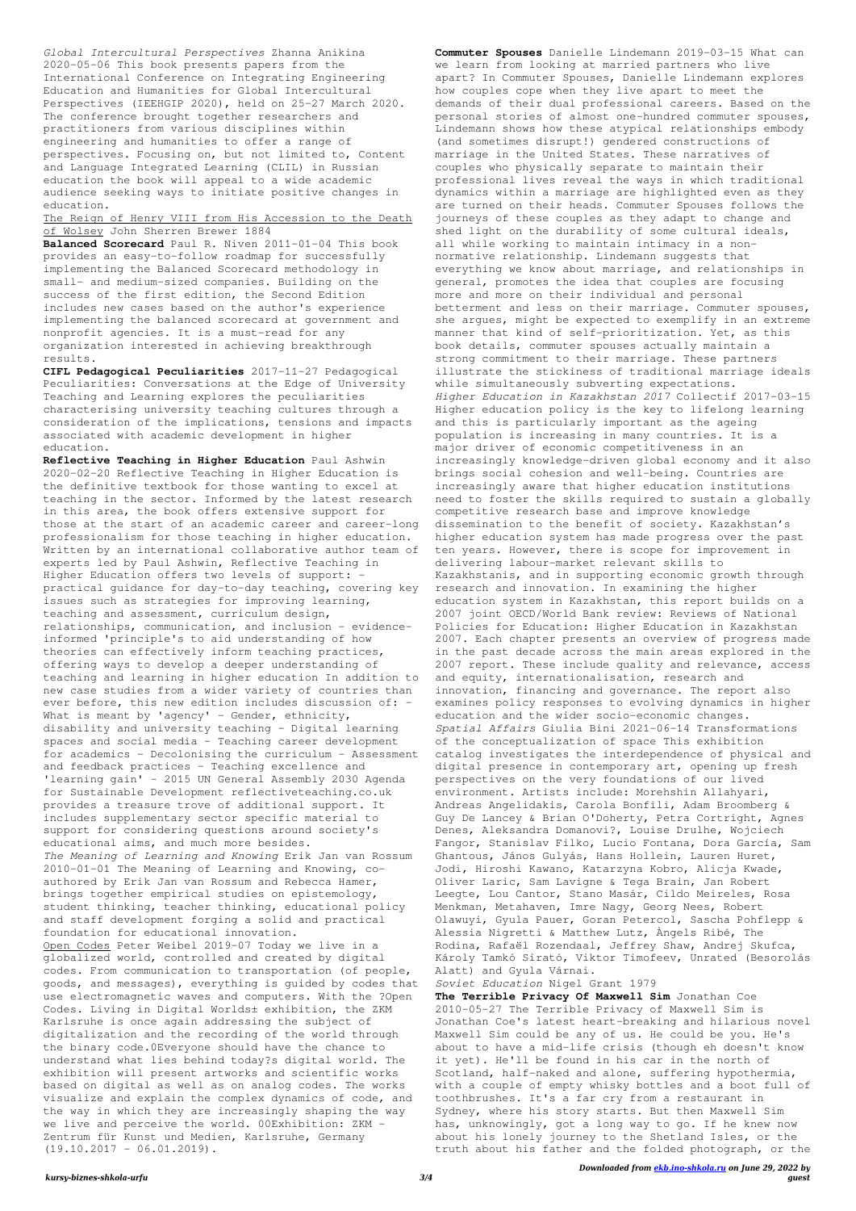*Global Intercultural Perspectives* Zhanna Anikina 2020-05-06 This book presents papers from the International Conference on Integrating Engineering Education and Humanities for Global Intercultural Perspectives (IEEHGIP 2020), held on 25–27 March 2020. The conference brought together researchers and practitioners from various disciplines within engineering and humanities to offer a range of perspectives. Focusing on, but not limited to, Content and Language Integrated Learning (CLIL) in Russian education the book will appeal to a wide academic audience seeking ways to initiate positive changes in education.

The Reign of Henry VIII from His Accession to the Death of Wolsey John Sherren Brewer 1884

**Balanced Scorecard** Paul R. Niven 2011-01-04 This book provides an easy-to-follow roadmap for successfully implementing the Balanced Scorecard methodology in small- and medium-sized companies. Building on the success of the first edition, the Second Edition includes new cases based on the author's experience implementing the balanced scorecard at government and nonprofit agencies. It is a must-read for any organization interested in achieving breakthrough results.

**CIFL Pedagogical Peculiarities** 2017-11-27 Pedagogical Peculiarities: Conversations at the Edge of University Teaching and Learning explores the peculiarities characterising university teaching cultures through a consideration of the implications, tensions and impacts associated with academic development in higher education.

**Reflective Teaching in Higher Education** Paul Ashwin 2020-02-20 Reflective Teaching in Higher Education is the definitive textbook for those wanting to excel at teaching in the sector. Informed by the latest research in this area, the book offers extensive support for those at the start of an academic career and career-long professionalism for those teaching in higher education. Written by an international collaborative author team of experts led by Paul Ashwin, Reflective Teaching in Higher Education offers two levels of support: - practical guidance for day-to-day teaching, covering key issues such as strategies for improving learning, teaching and assessment, curriculum design, relationships, communication, and inclusion - evidence-informed 'principle's to aid understanding of how theories can effectively inform teaching practices, offering ways to develop a deeper understanding of teaching and learning in higher education In addition to new case studies from a wider variety of countries than ever before, this new edition includes discussion of: - What is meant by 'agency' - Gender, ethnicity, disability and university teaching - Digital learning spaces and social media - Teaching career development for academics - Decolonising the curriculum - Assessment and feedback practices - Teaching excellence and 'learning gain' - 2015 UN General Assembly 2030 Agenda for Sustainable Development reflectiveteaching.co.uk provides a treasure trove of additional support. It includes supplementary sector specific material to support for considering questions around society's educational aims, and much more besides.

*The Meaning of Learning and Knowing* Erik Jan van Rossum 2010-01-01 The Meaning of Learning and Knowing, co-authored by Erik Jan van Rossum and Rebecca Hamer, brings together empirical studies on epistemology, student thinking, teacher thinking, educational policy and staff development forging a solid and practical foundation for educational innovation.

Open Codes Peter Weibel 2019-07 Today we live in a globalized world, controlled and created by digital codes. From communication to transportation (of people, goods, and messages), everything is guided by codes that use electromagnetic waves and computers. With the ?Open Codes. Living in Digital Worlds± exhibition, the ZKM Karlsruhe is once again addressing the subject of digitalization and the recording of the world through the binary code.0Everyone should have the chance to understand what lies behind today?s digital world. The exhibition will present artworks and scientific works based on digital as well as on analog codes. The works visualize and explain the complex dynamics of code, and the way in which they are increasingly shaping the way we live and perceive the world. 00Exhibition: ZKM - Zentrum für Kunst und Medien, Karlsruhe, Germany (19.10.2017 - 06.01.2019).

**Commuter Spouses** Danielle Lindemann 2019-03-15 What can we learn from looking at married partners who live apart? In Commuter Spouses, Danielle Lindemann explores how couples cope when they live apart to meet the demands of their dual professional careers. Based on the personal stories of almost one-hundred commuter spouses, Lindemann shows how these atypical relationships embody (and sometimes disrupt!) gendered constructions of marriage in the United States. These narratives of couples who physically separate to maintain their professional lives reveal the ways in which traditional dynamics within a marriage are highlighted even as they are turned on their heads. Commuter Spouses follows the journeys of these couples as they adapt to change and shed light on the durability of some cultural ideals, all while working to maintain intimacy in a non-normative relationship. Lindemann suggests that everything we know about marriage, and relationships in general, promotes the idea that couples are focusing more and more on their individual and personal betterment and less on their marriage. Commuter spouses, she argues, might be expected to exemplify in an extreme manner that kind of self-prioritization. Yet, as this book details, commuter spouses actually maintain a strong commitment to their marriage. These partners illustrate the stickiness of traditional marriage ideals while simultaneously subverting expectations.

*Higher Education in Kazakhstan 2017* Collectif 2017-03-15 Higher education policy is the key to lifelong learning and this is particularly important as the ageing population is increasing in many countries. It is a major driver of economic competitiveness in an increasingly knowledge-driven global economy and it also brings social cohesion and well-being. Countries are increasingly aware that higher education institutions need to foster the skills required to sustain a globally competitive research base and improve knowledge dissemination to the benefit of society. Kazakhstan's higher education system has made progress over the past ten years. However, there is scope for improvement in delivering labour-market relevant skills to Kazakhstanis, and in supporting economic growth through research and innovation. In examining the higher education system in Kazakhstan, this report builds on a 2007 joint OECD/World Bank review: Reviews of National Policies for Education: Higher Education in Kazakhstan 2007. Each chapter presents an overview of progress made in the past decade across the main areas explored in the 2007 report. These include quality and relevance, access and equity, internationalisation, research and innovation, financing and governance. The report also examines policy responses to evolving dynamics in higher education and the wider socio-economic changes.

*Spatial Affairs* Giulia Bini 2021-06-14 Transformations of the conceptualization of space This exhibition catalog investigates the interdependence of physical and digital presence in contemporary art, opening up fresh perspectives on the very foundations of our lived environment. Artists include: Morehshin Allahyari, Andreas Angelidakis, Carola Bonfili, Adam Broomberg & Guy De Lancey & Brian O'Doherty, Petra Cortright, Agnes Denes, Aleksandra Domanovi?, Louise Drulhe, Wojciech Fangor, Stanislav Filko, Lucio Fontana, Dora García, Sam Ghantous, János Gulyás, Hans Hollein, Lauren Huret, Jodi, Hiroshi Kawano, Katarzyna Kobro, Alicja Kwade, Oliver Laric, Sam Lavigne & Tega Brain, Jan Robert Leegte, Lou Cantor, Stano Masár, Cildo Meireles, Rosa Menkman, Metahaven, Imre Nagy, Georg Nees, Robert Olawuyi, Gyula Pauer, Goran Petercol, Sascha Pohflepp & Alessia Nigretti & Matthew Lutz, Àngels Ribé, The Rodina, Rafaël Rozendaal, Jeffrey Shaw, Andrej Skufca, Károly Tamkó Sirató, Viktor Timofeev, Unrated (Besorolás Alatt) and Gyula Várnai.

*Soviet Education* Nigel Grant 1979

**The Terrible Privacy Of Maxwell Sim** Jonathan Coe 2010-05-27 The Terrible Privacy of Maxwell Sim is Jonathan Coe's latest heart-breaking and hilarious novel Maxwell Sim could be any of us. He could be you. He's about to have a mid-life crisis (though eh doesn't know it yet). He'll be found in his car in the north of Scotland, half-naked and alone, suffering hypothermia, with a couple of empty whisky bottles and a boot full of toothbrushes. It's a far cry from a restaurant in Sydney, where his story starts. But then Maxwell Sim has, unknowingly, got a long way to go. If he knew now about his lonely journey to the Shetland Isles, or the truth about his father and the folded photograph, or the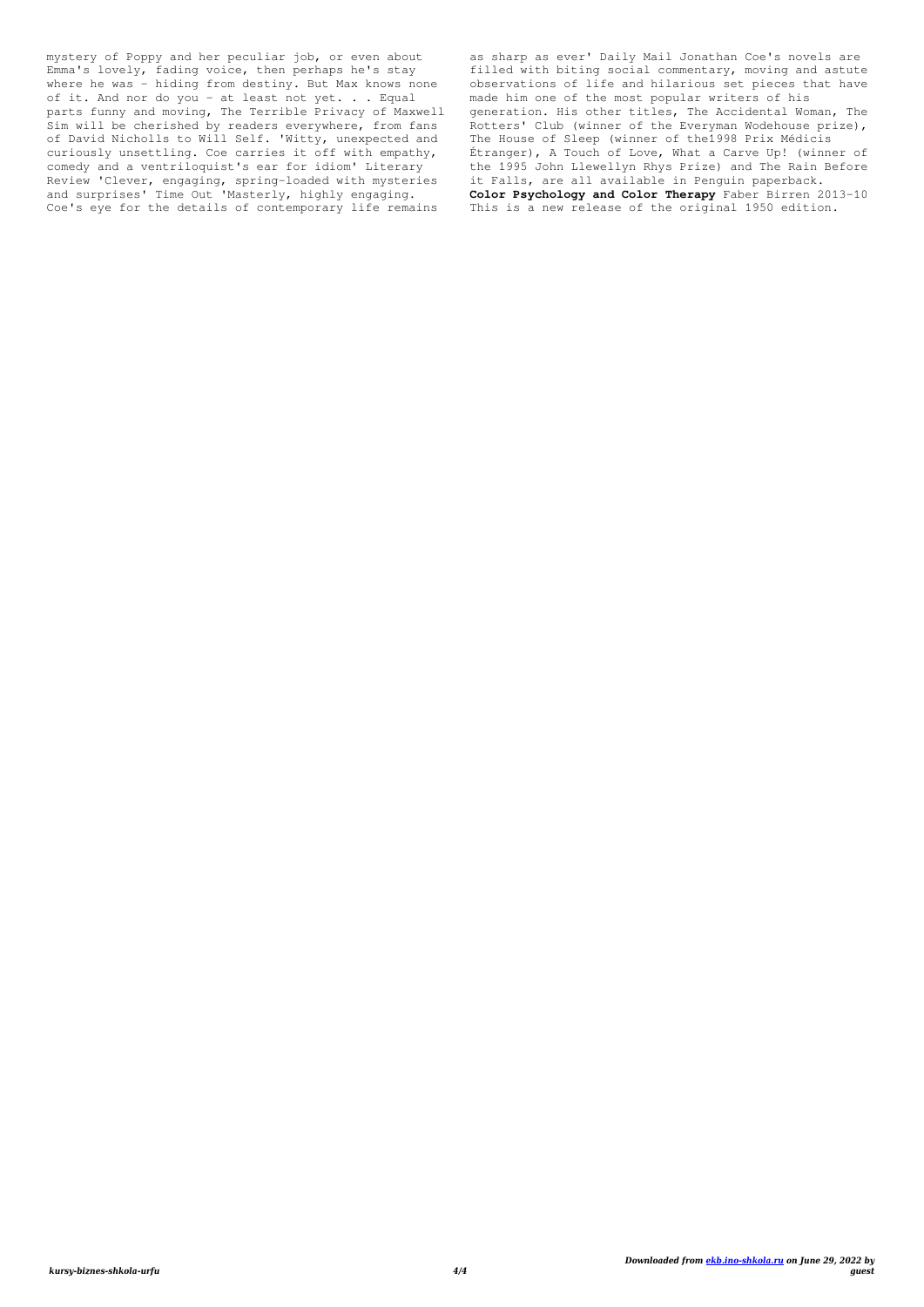mystery of Poppy and her peculiar job, or even about Emma's lovely, fading voice, then perhaps he's stay where he was - hiding from destiny. But Max knows none of it. And nor do you - at least not yet. . . Equal parts funny and moving, The Terrible Privacy of Maxwell Sim will be cherished by readers everywhere, from fans of David Nicholls to Will Self. 'Witty, unexpected and curiously unsettling. Coe carries it off with empathy, comedy and a ventriloquist's ear for idiom' Literary Review 'Clever, engaging, spring-loaded with mysteries and surprises' Time Out 'Masterly, highly engaging. Coe's eye for the details of contemporary life remains as sharp as ever' Daily Mail Jonathan Coe's novels are filled with biting social commentary, moving and astute observations of life and hilarious set pieces that have made him one of the most popular writers of his generation. His other titles, The Accidental Woman, The Rotters' Club (winner of the Everyman Wodehouse prize), The House of Sleep (winner of the1998 Prix Médicis Étranger), A Touch of Love, What a Carve Up! (winner of the 1995 John Llewellyn Rhys Prize) and The Rain Before it Falls, are all available in Penguin paperback.

**Color Psychology and Color Therapy** Faber Birren 2013-10 This is a new release of the original 1950 edition.